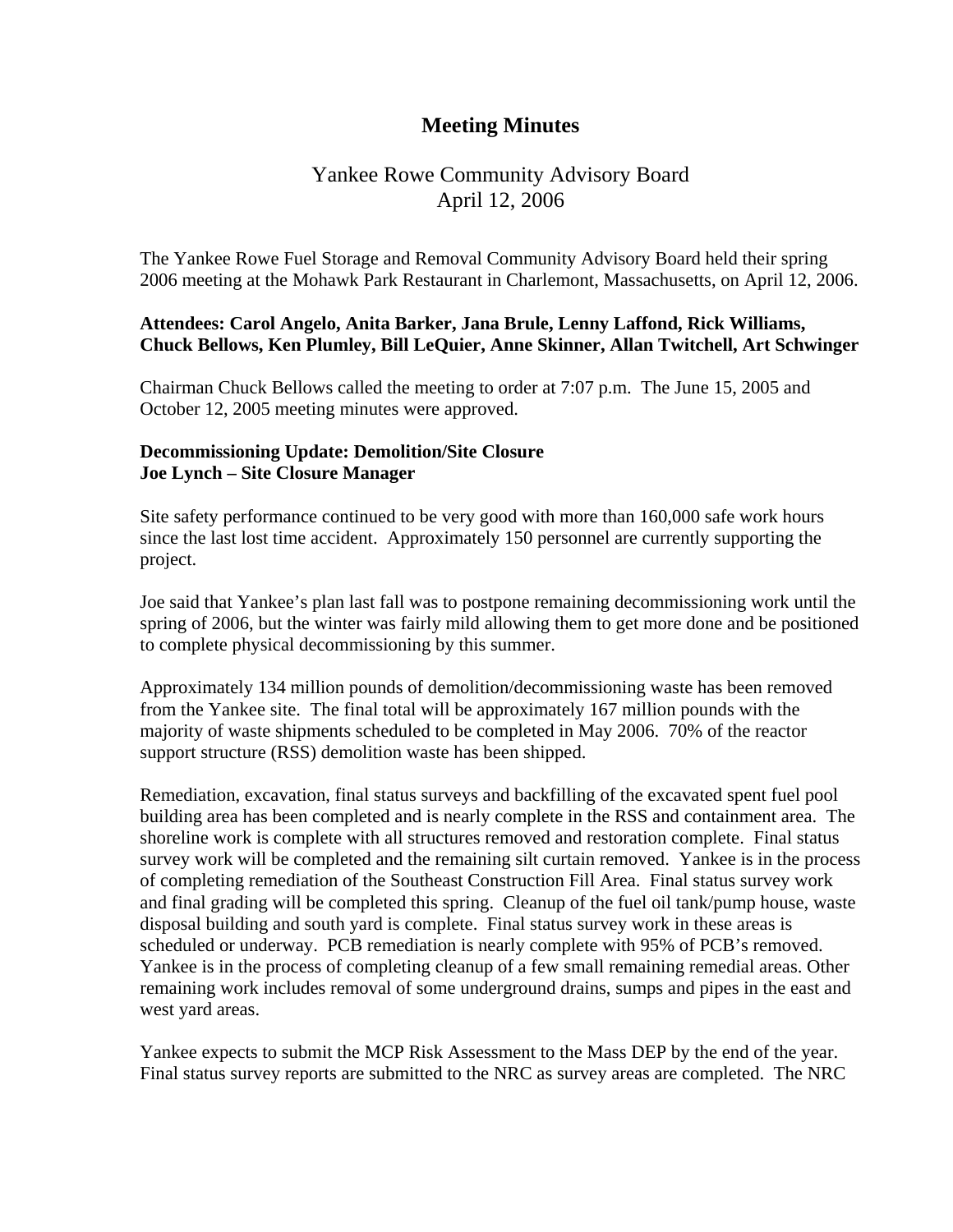# Meeting Minutes

## Yankee Rowe Community Advisory Board
## April 12, 2006

The Yankee Rowe Fuel Storage and Removal Community Advisory Board held their spring 2006 meeting at the Mohawk Park Restaurant in Charlemont, Massachusetts, on April 12, 2006.

**Attendees: Carol Angelo, Anita Barker, Jana Brule, Lenny Laffond, Rick Williams, Chuck Bellows, Ken Plumley, Bill LeQuier, Anne Skinner, Allan Twitchell, Art Schwinger**

Chairman Chuck Bellows called the meeting to order at 7:07 p.m. The June 15, 2005 and October 12, 2005 meeting minutes were approved.

**Decommissioning Update: Demolition/Site Closure**
**Joe Lynch – Site Closure Manager**

Site safety performance continued to be very good with more than 160,000 safe work hours since the last lost time accident. Approximately 150 personnel are currently supporting the project.

Joe said that Yankee's plan last fall was to postpone remaining decommissioning work until the spring of 2006, but the winter was fairly mild allowing them to get more done and be positioned to complete physical decommissioning by this summer.

Approximately 134 million pounds of demolition/decommissioning waste has been removed from the Yankee site. The final total will be approximately 167 million pounds with the majority of waste shipments scheduled to be completed in May 2006. 70% of the reactor support structure (RSS) demolition waste has been shipped.

Remediation, excavation, final status surveys and backfilling of the excavated spent fuel pool building area has been completed and is nearly complete in the RSS and containment area. The shoreline work is complete with all structures removed and restoration complete. Final status survey work will be completed and the remaining silt curtain removed. Yankee is in the process of completing remediation of the Southeast Construction Fill Area. Final status survey work and final grading will be completed this spring. Cleanup of the fuel oil tank/pump house, waste disposal building and south yard is complete. Final status survey work in these areas is scheduled or underway. PCB remediation is nearly complete with 95% of PCB's removed. Yankee is in the process of completing cleanup of a few small remaining remedial areas. Other remaining work includes removal of some underground drains, sumps and pipes in the east and west yard areas.

Yankee expects to submit the MCP Risk Assessment to the Mass DEP by the end of the year. Final status survey reports are submitted to the NRC as survey areas are completed. The NRC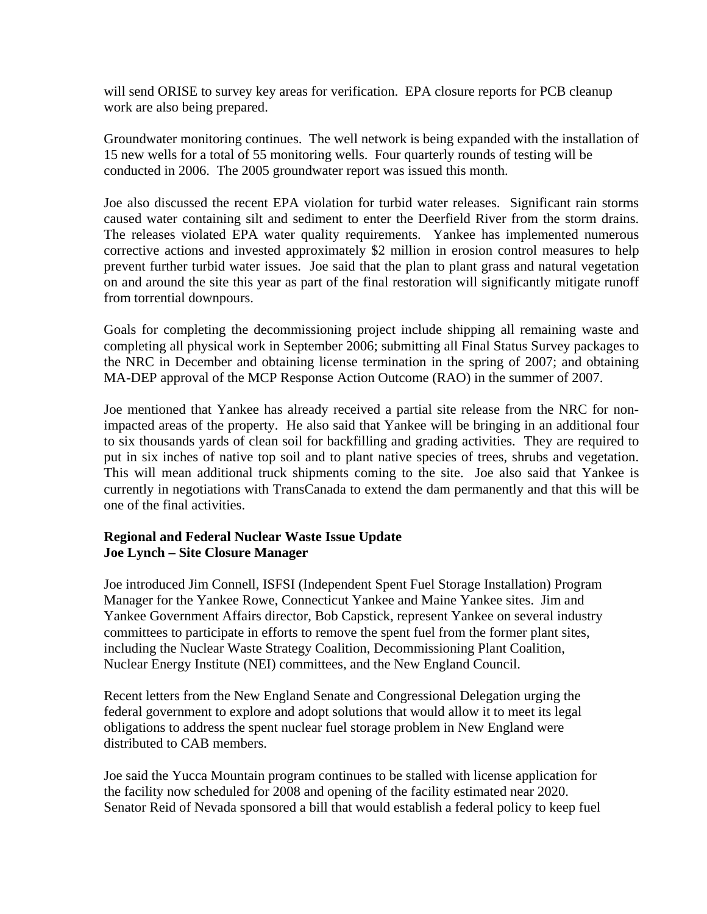will send ORISE to survey key areas for verification. EPA closure reports for PCB cleanup work are also being prepared.

Groundwater monitoring continues. The well network is being expanded with the installation of 15 new wells for a total of 55 monitoring wells. Four quarterly rounds of testing will be conducted in 2006. The 2005 groundwater report was issued this month.

Joe also discussed the recent EPA violation for turbid water releases. Significant rain storms caused water containing silt and sediment to enter the Deerfield River from the storm drains. The releases violated EPA water quality requirements. Yankee has implemented numerous corrective actions and invested approximately $2 million in erosion control measures to help prevent further turbid water issues. Joe said that the plan to plant grass and natural vegetation on and around the site this year as part of the final restoration will significantly mitigate runoff from torrential downpours.

Goals for completing the decommissioning project include shipping all remaining waste and completing all physical work in September 2006; submitting all Final Status Survey packages to the NRC in December and obtaining license termination in the spring of 2007; and obtaining MA-DEP approval of the MCP Response Action Outcome (RAO) in the summer of 2007.

Joe mentioned that Yankee has already received a partial site release from the NRC for non-impacted areas of the property. He also said that Yankee will be bringing in an additional four to six thousands yards of clean soil for backfilling and grading activities. They are required to put in six inches of native top soil and to plant native species of trees, shrubs and vegetation. This will mean additional truck shipments coming to the site. Joe also said that Yankee is currently in negotiations with TransCanada to extend the dam permanently and that this will be one of the final activities.

**Regional and Federal Nuclear Waste Issue Update**
**Joe Lynch – Site Closure Manager**

Joe introduced Jim Connell, ISFSI (Independent Spent Fuel Storage Installation) Program Manager for the Yankee Rowe, Connecticut Yankee and Maine Yankee sites. Jim and Yankee Government Affairs director, Bob Capstick, represent Yankee on several industry committees to participate in efforts to remove the spent fuel from the former plant sites, including the Nuclear Waste Strategy Coalition, Decommissioning Plant Coalition, Nuclear Energy Institute (NEI) committees, and the New England Council.

Recent letters from the New England Senate and Congressional Delegation urging the federal government to explore and adopt solutions that would allow it to meet its legal obligations to address the spent nuclear fuel storage problem in New England were distributed to CAB members.

Joe said the Yucca Mountain program continues to be stalled with license application for the facility now scheduled for 2008 and opening of the facility estimated near 2020. Senator Reid of Nevada sponsored a bill that would establish a federal policy to keep fuel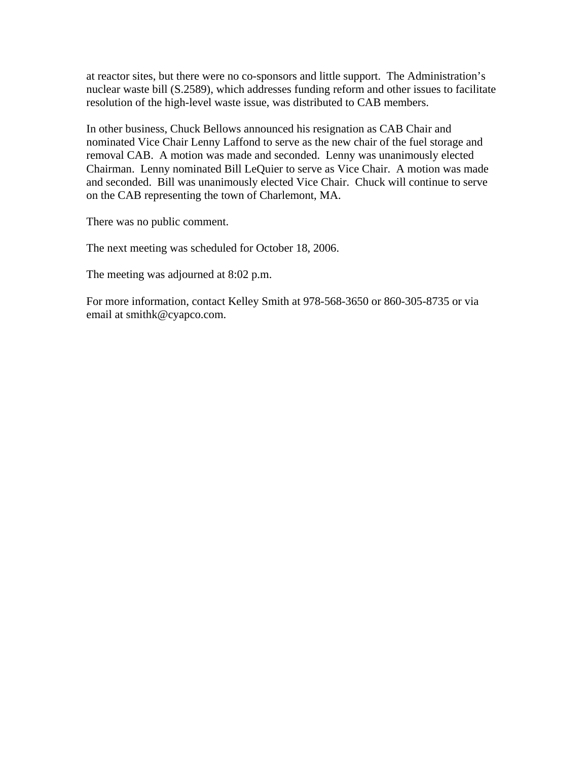at reactor sites, but there were no co-sponsors and little support. The Administration's nuclear waste bill (S.2589), which addresses funding reform and other issues to facilitate resolution of the high-level waste issue, was distributed to CAB members.

In other business, Chuck Bellows announced his resignation as CAB Chair and nominated Vice Chair Lenny Laffond to serve as the new chair of the fuel storage and removal CAB. A motion was made and seconded. Lenny was unanimously elected Chairman. Lenny nominated Bill LeQuier to serve as Vice Chair. A motion was made and seconded. Bill was unanimously elected Vice Chair. Chuck will continue to serve on the CAB representing the town of Charlemont, MA.

There was no public comment.

The next meeting was scheduled for October 18, 2006.

The meeting was adjourned at 8:02 p.m.

For more information, contact Kelley Smith at 978-568-3650 or 860-305-8735 or via email at smithk@cyapco.com.